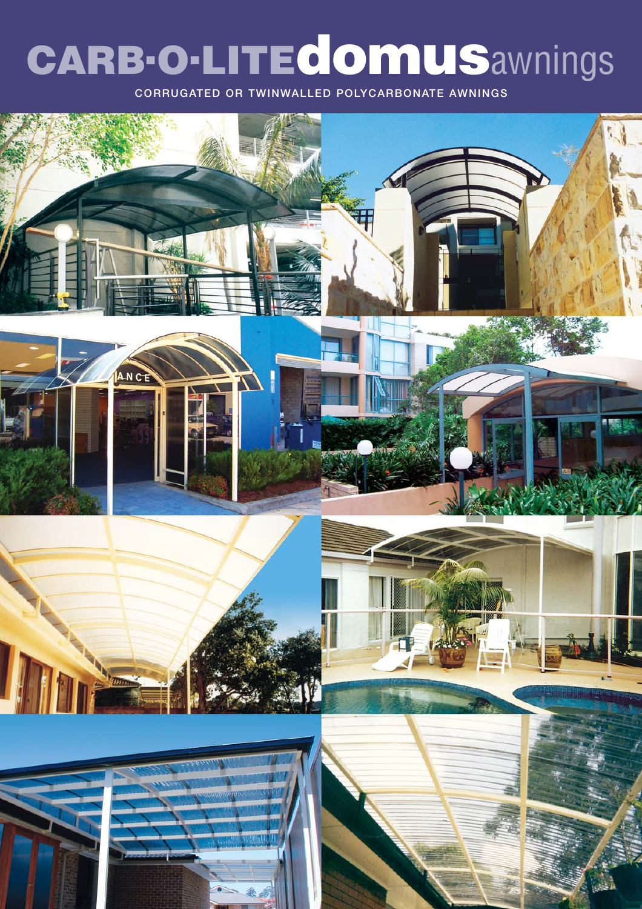# CARB·O·LITE domus awnings

CORRUGATED OR TWINWALLED POLYCARBONATE AWNINGS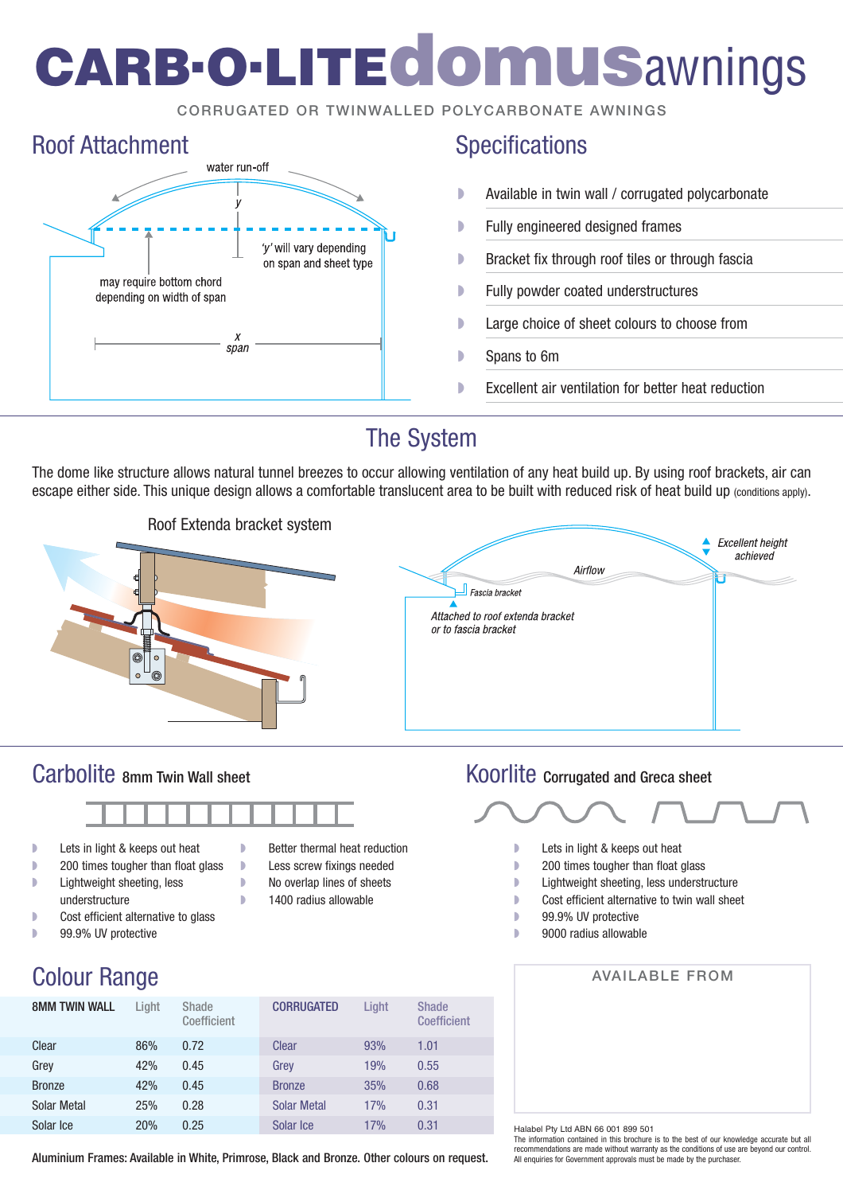# CARB-O-LITE domus awnings

CORRUGATED OR TWINWALLED POLYCARBONATE AWNINGS

## Roof Attachment

water run-off

y

'y' will vary depending on span and sheet type

may require bottom chord depending on width of span

x span

## Specifications

- Available in twin wall / corrugated polycarbonate
- Fully engineered designed frames
- Bracket fix through roof tiles or through fascia
- Fully powder coated understructures
- Large choice of sheet colours to choose from
- Spans to 6m
- Excellent air ventilation for better heat reduction

## The System

The dome like structure allows natural tunnel breezes to occur allowing ventilation of any heat build up. By using roof brackets, air can escape either side. This unique design allows a comfortable translucent area to be built with reduced risk of heat build up (conditions apply).

Roof Extenda bracket system

*Excellent height achieved*

*Airflow*

*Fascia bracket*

*Attached to roof extenda bracket or to fascia bracket*

## Carbolite 8mm Twin Wall sheet

- Lets in light & keeps out heat
- 200 times tougher than float glass
- Lightweight sheeting, less understructure
- Cost efficient alternative to glass
- 99.9% UV protective
- Better thermal heat reduction
- Less screw fixings needed
- No overlap lines of sheets
- 1400 radius allowable

## Koorlite Corrugated and Greca sheet

- Lets in light & keeps out heat
- 200 times tougher than float glass
- Lightweight sheeting, less understructure
- Cost efficient alternative to twin wall sheet
- 99.9% UV protective
- 9000 radius allowable

## Colour Range

| 8MM TWIN WALL | Light | Shade Coefficient | CORRUGATED | Light | Shade Coefficient |
|---|---|---|---|---|---|
| Clear | 86% | 0.72 | Clear | 93% | 1.01 |
| Grey | 42% | 0.45 | Grey | 19% | 0.55 |
| Bronze | 42% | 0.45 | Bronze | 35% | 0.68 |
| Solar Metal | 25% | 0.28 | Solar Metal | 17% | 0.31 |
| Solar Ice | 20% | 0.25 | Solar Ice | 17% | 0.31 |

Aluminium Frames: Available in White, Primrose, Black and Bronze. Other colours on request.

AVAILABLE FROM

Halabel Pty Ltd ABN 66 001 899 501
The information contained in this brochure is to the best of our knowledge accurate but all recommendations are made without warranty as the conditions of use are beyond our control. All enquiries for Government approvals must be made by the purchaser.